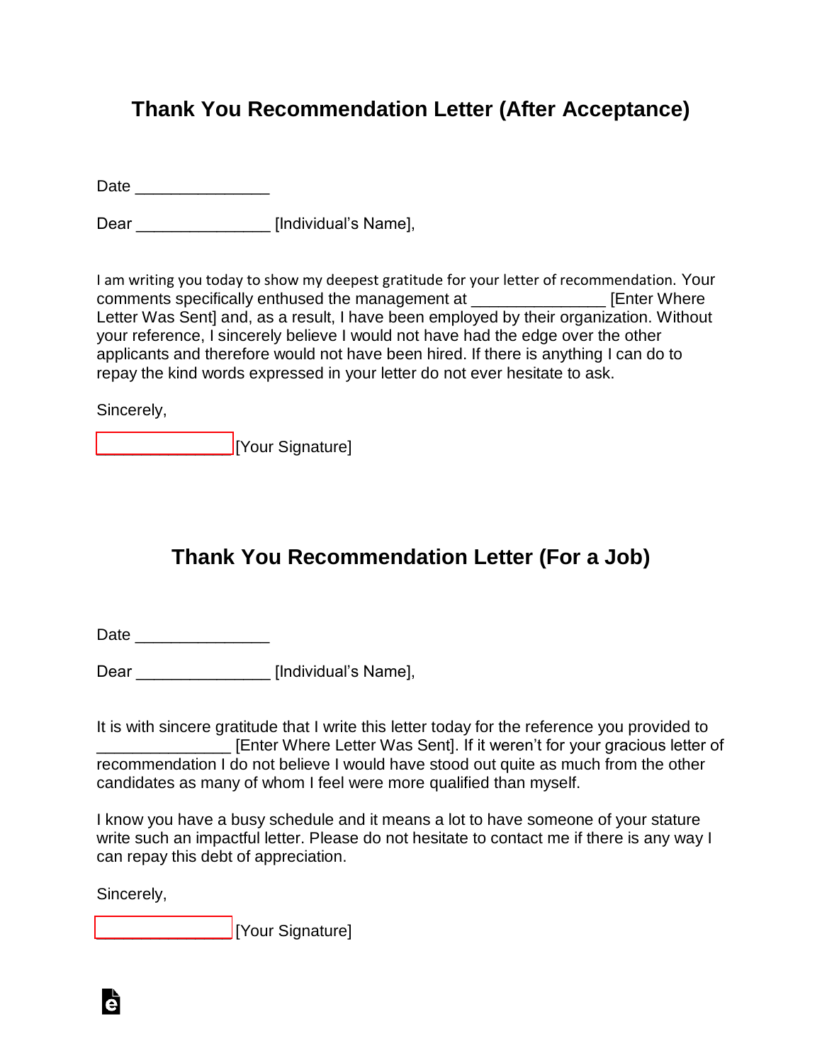# Thank You Recommendation Letter (After Acceptance)

Date _______________

Dear _______________ [Individual's Name],

I am writing you today to show my deepest gratitude for your letter of recommendation. Your comments specifically enthused the management at _______________ [Enter Where Letter Was Sent] and, as a result, I have been employed by their organization. Without your reference, I sincerely believe I would not have had the edge over the other applicants and therefore would not have been hired. If there is anything I can do to repay the kind words expressed in your letter do not ever hesitate to ask.

Sincerely,

_______________ [Your Signature]

# Thank You Recommendation Letter (For a Job)

Date _______________

Dear _______________ [Individual's Name],

It is with sincere gratitude that I write this letter today for the reference you provided to _______________ [Enter Where Letter Was Sent]. If it weren't for your gracious letter of recommendation I do not believe I would have stood out quite as much from the other candidates as many of whom I feel were more qualified than myself.

I know you have a busy schedule and it means a lot to have someone of your stature write such an impactful letter. Please do not hesitate to contact me if there is any way I can repay this debt of appreciation.

Sincerely,

_______________ [Your Signature]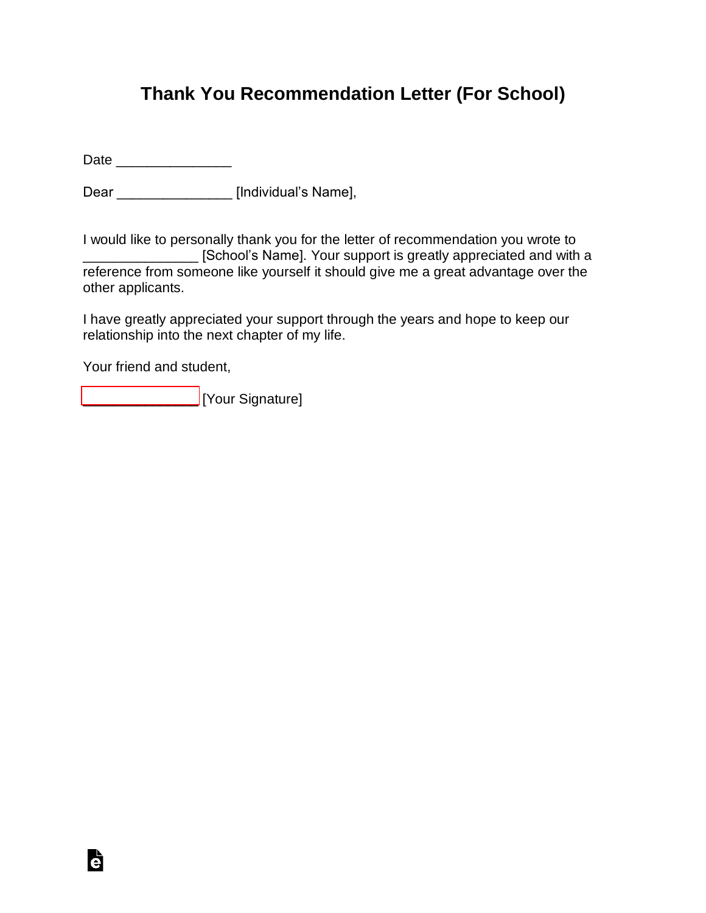# Thank You Recommendation Letter (For School)

Date _______________

Dear _______________ [Individual's Name],

I would like to personally thank you for the letter of recommendation you wrote to _______________ [School's Name]. Your support is greatly appreciated and with a reference from someone like yourself it should give me a great advantage over the other applicants.

I have greatly appreciated your support through the years and hope to keep our relationship into the next chapter of my life.

Your friend and student,

_______________ [Your Signature]